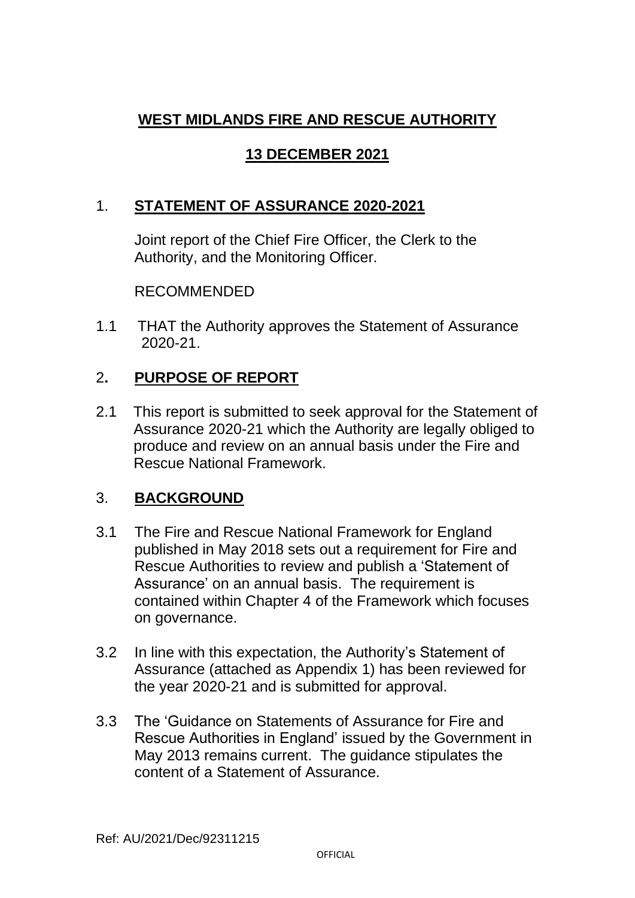# WEST MIDLANDS FIRE AND RESCUE AUTHORITY

## 13 DECEMBER 2021

## 1. STATEMENT OF ASSURANCE 2020-2021

Joint report of the Chief Fire Officer, the Clerk to the Authority, and the Monitoring Officer.

RECOMMENDED

1.1 THAT the Authority approves the Statement of Assurance 2020-21.

## 2. PURPOSE OF REPORT

2.1 This report is submitted to seek approval for the Statement of Assurance 2020-21 which the Authority are legally obliged to produce and review on an annual basis under the Fire and Rescue National Framework.

## 3. BACKGROUND

3.1 The Fire and Rescue National Framework for England published in May 2018 sets out a requirement for Fire and Rescue Authorities to review and publish a 'Statement of Assurance' on an annual basis. The requirement is contained within Chapter 4 of the Framework which focuses on governance.

3.2 In line with this expectation, the Authority's Statement of Assurance (attached as Appendix 1) has been reviewed for the year 2020-21 and is submitted for approval.

3.3 The 'Guidance on Statements of Assurance for Fire and Rescue Authorities in England' issued by the Government in May 2013 remains current. The guidance stipulates the content of a Statement of Assurance.

Ref: AU/2021/Dec/92311215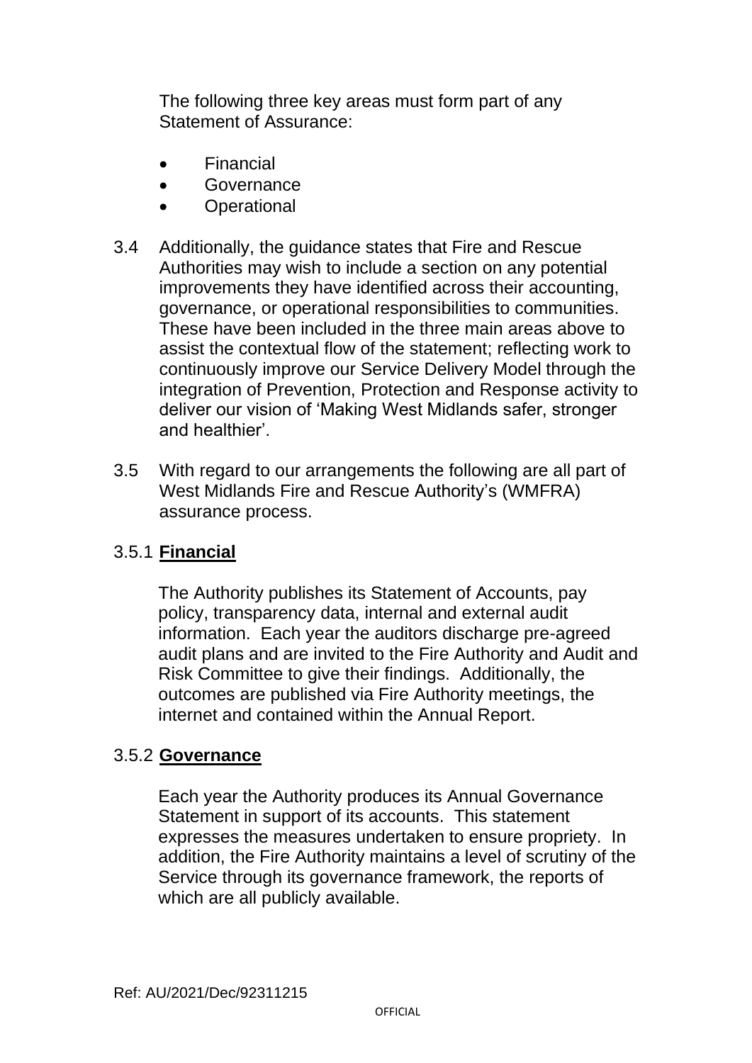The following three key areas must form part of any Statement of Assurance:

- Financial
- Governance
- Operational

3.4 Additionally, the guidance states that Fire and Rescue Authorities may wish to include a section on any potential improvements they have identified across their accounting, governance, or operational responsibilities to communities. These have been included in the three main areas above to assist the contextual flow of the statement; reflecting work to continuously improve our Service Delivery Model through the integration of Prevention, Protection and Response activity to deliver our vision of 'Making West Midlands safer, stronger and healthier'.

3.5 With regard to our arrangements the following are all part of West Midlands Fire and Rescue Authority's (WMFRA) assurance process.

3.5.1 **Financial**

The Authority publishes its Statement of Accounts, pay policy, transparency data, internal and external audit information. Each year the auditors discharge pre-agreed audit plans and are invited to the Fire Authority and Audit and Risk Committee to give their findings. Additionally, the outcomes are published via Fire Authority meetings, the internet and contained within the Annual Report.

3.5.2 **Governance**

Each year the Authority produces its Annual Governance Statement in support of its accounts. This statement expresses the measures undertaken to ensure propriety. In addition, the Fire Authority maintains a level of scrutiny of the Service through its governance framework, the reports of which are all publicly available.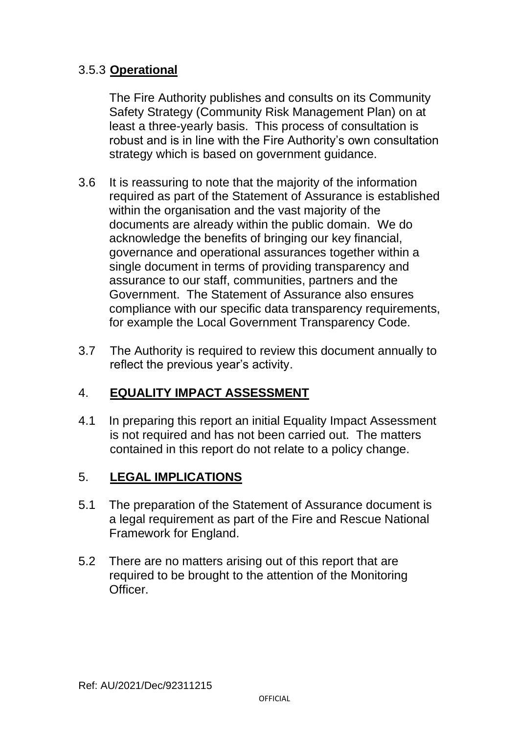3.5.3 **Operational**

The Fire Authority publishes and consults on its Community Safety Strategy (Community Risk Management Plan) on at least a three-yearly basis. This process of consultation is robust and is in line with the Fire Authority's own consultation strategy which is based on government guidance.

3.6 It is reassuring to note that the majority of the information required as part of the Statement of Assurance is established within the organisation and the vast majority of the documents are already within the public domain. We do acknowledge the benefits of bringing our key financial, governance and operational assurances together within a single document in terms of providing transparency and assurance to our staff, communities, partners and the Government. The Statement of Assurance also ensures compliance with our specific data transparency requirements, for example the Local Government Transparency Code.

3.7 The Authority is required to review this document annually to reflect the previous year's activity.

## 4. **EQUALITY IMPACT ASSESSMENT**

4.1 In preparing this report an initial Equality Impact Assessment is not required and has not been carried out. The matters contained in this report do not relate to a policy change.

## 5. **LEGAL IMPLICATIONS**

5.1 The preparation of the Statement of Assurance document is a legal requirement as part of the Fire and Rescue National Framework for England.

5.2 There are no matters arising out of this report that are required to be brought to the attention of the Monitoring Officer.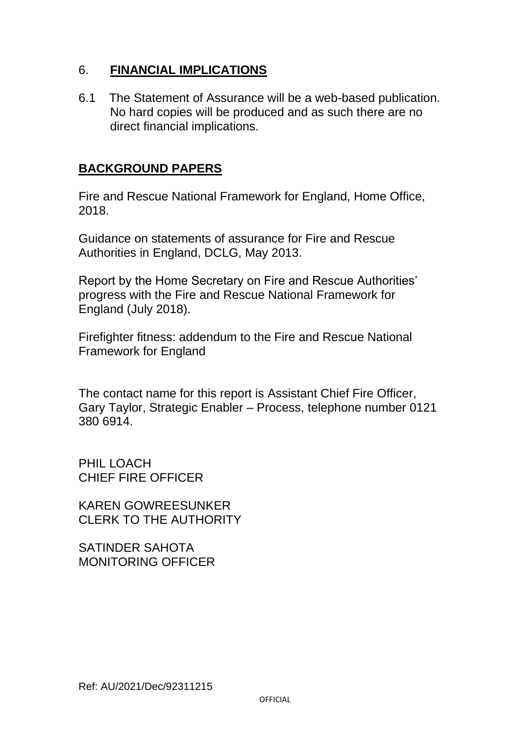## 6. **FINANCIAL IMPLICATIONS**

6.1 The Statement of Assurance will be a web-based publication. No hard copies will be produced and as such there are no direct financial implications.

## **BACKGROUND PAPERS**

Fire and Rescue National Framework for England, Home Office, 2018.

Guidance on statements of assurance for Fire and Rescue Authorities in England, DCLG, May 2013.

Report by the Home Secretary on Fire and Rescue Authorities' progress with the Fire and Rescue National Framework for England (July 2018).

Firefighter fitness: addendum to the Fire and Rescue National Framework for England

The contact name for this report is Assistant Chief Fire Officer, Gary Taylor, Strategic Enabler – Process, telephone number 0121 380 6914.

PHIL LOACH
CHIEF FIRE OFFICER

KAREN GOWREESUNKER
CLERK TO THE AUTHORITY

SATINDER SAHOTA
MONITORING OFFICER

Ref: AU/2021/Dec/92311215